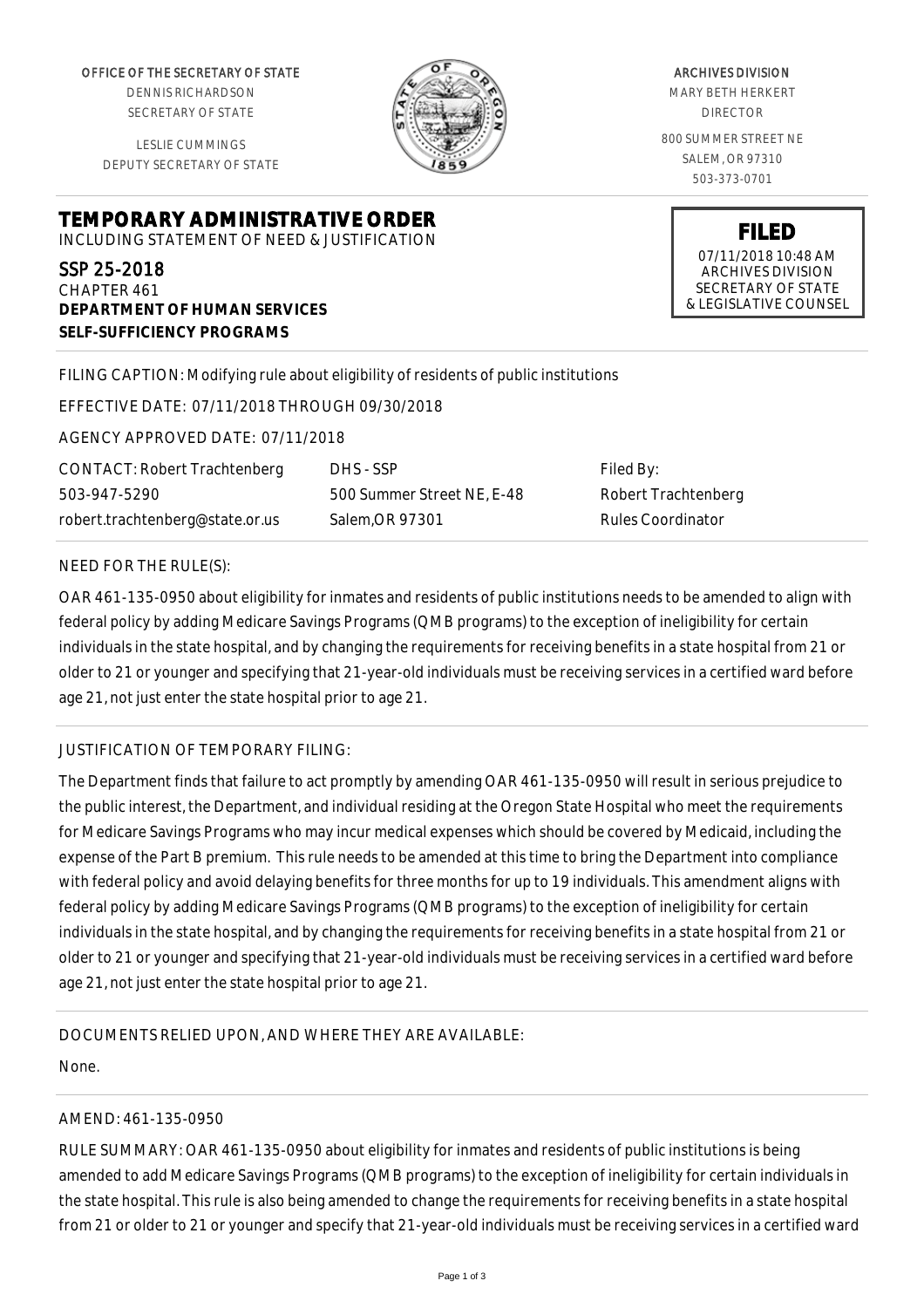OFFICE OF THE SECRETARY OF STATE
DENNIS RICHARDSON
SECRETARY OF STATE

LESLIE CUMMINGS
DEPUTY SECRETARY OF STATE

ARCHIVES DIVISION
MARY BETH HERKERT
DIRECTOR

800 SUMMER STREET NE
SALEM, OR 97310
503-373-0701

**FILED**
07/11/2018 10:48 AM
ARCHIVES DIVISION
SECRETARY OF STATE
& LEGISLATIVE COUNSEL

# TEMPORARY ADMINISTRATIVE ORDER

INCLUDING STATEMENT OF NEED & JUSTIFICATION

SSP 25-2018
CHAPTER 461
**DEPARTMENT OF HUMAN SERVICES**
**SELF-SUFFICIENCY PROGRAMS**

FILING CAPTION: Modifying rule about eligibility of residents of public institutions

EFFECTIVE DATE: 07/11/2018 THROUGH 09/30/2018

AGENCY APPROVED DATE: 07/11/2018

| CONTACT: Robert Trachtenberg | DHS - SSP | Filed By: |
|---|---|---|
| 503-947-5290 | 500 Summer Street NE, E-48 | Robert Trachtenberg |
| robert.trachtenberg@state.or.us | Salem,OR 97301 | Rules Coordinator |

NEED FOR THE RULE(S):

OAR 461-135-0950 about eligibility for inmates and residents of public institutions needs to be amended to align with federal policy by adding Medicare Savings Programs (QMB programs) to the exception of ineligibility for certain individuals in the state hospital, and by changing the requirements for receiving benefits in a state hospital from 21 or older to 21 or younger and specifying that 21-year-old individuals must be receiving services in a certified ward before age 21, not just enter the state hospital prior to age 21.

JUSTIFICATION OF TEMPORARY FILING:

The Department finds that failure to act promptly by amending OAR 461-135-0950 will result in serious prejudice to the public interest, the Department, and individual residing at the Oregon State Hospital who meet the requirements for Medicare Savings Programs who may incur medical expenses which should be covered by Medicaid, including the expense of the Part B premium. This rule needs to be amended at this time to bring the Department into compliance with federal policy and avoid delaying benefits for three months for up to 19 individuals. This amendment aligns with federal policy by adding Medicare Savings Programs (QMB programs) to the exception of ineligibility for certain individuals in the state hospital, and by changing the requirements for receiving benefits in a state hospital from 21 or older to 21 or younger and specifying that 21-year-old individuals must be receiving services in a certified ward before age 21, not just enter the state hospital prior to age 21.

DOCUMENTS RELIED UPON, AND WHERE THEY ARE AVAILABLE:

None.

AMEND: 461-135-0950

RULE SUMMARY: OAR 461-135-0950 about eligibility for inmates and residents of public institutions is being amended to add Medicare Savings Programs (QMB programs) to the exception of ineligibility for certain individuals in the state hospital. This rule is also being amended to change the requirements for receiving benefits in a state hospital from 21 or older to 21 or younger and specify that 21-year-old individuals must be receiving services in a certified ward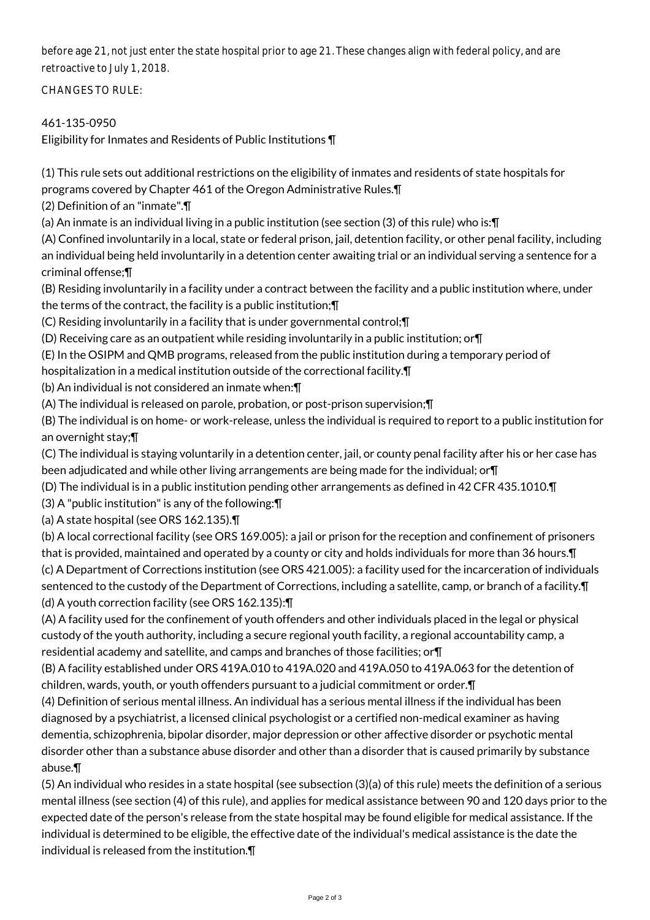before age 21, not just enter the state hospital prior to age 21. These changes align with federal policy, and are retroactive to July 1, 2018.

CHANGES TO RULE:

461-135-0950
Eligibility for Inmates and Residents of Public Institutions ¶

(1) This rule sets out additional restrictions on the eligibility of inmates and residents of state hospitals for programs covered by Chapter 461 of the Oregon Administrative Rules.¶
(2) Definition of an "inmate".¶
(a) An inmate is an individual living in a public institution (see section (3) of this rule) who is:¶
(A) Confined involuntarily in a local, state or federal prison, jail, detention facility, or other penal facility, including an individual being held involuntarily in a detention center awaiting trial or an individual serving a sentence for a criminal offense;¶
(B) Residing involuntarily in a facility under a contract between the facility and a public institution where, under the terms of the contract, the facility is a public institution;¶
(C) Residing involuntarily in a facility that is under governmental control;¶
(D) Receiving care as an outpatient while residing involuntarily in a public institution; or¶
(E) In the OSIPM and QMB programs, released from the public institution during a temporary period of hospitalization in a medical institution outside of the correctional facility.¶
(b) An individual is not considered an inmate when:¶
(A) The individual is released on parole, probation, or post-prison supervision;¶
(B) The individual is on home- or work-release, unless the individual is required to report to a public institution for an overnight stay;¶
(C) The individual is staying voluntarily in a detention center, jail, or county penal facility after his or her case has been adjudicated and while other living arrangements are being made for the individual; or¶
(D) The individual is in a public institution pending other arrangements as defined in 42 CFR 435.1010.¶
(3) A "public institution" is any of the following:¶
(a) A state hospital (see ORS 162.135).¶
(b) A local correctional facility (see ORS 169.005): a jail or prison for the reception and confinement of prisoners that is provided, maintained and operated by a county or city and holds individuals for more than 36 hours.¶
(c) A Department of Corrections institution (see ORS 421.005): a facility used for the incarceration of individuals sentenced to the custody of the Department of Corrections, including a satellite, camp, or branch of a facility.¶
(d) A youth correction facility (see ORS 162.135):¶
(A) A facility used for the confinement of youth offenders and other individuals placed in the legal or physical custody of the youth authority, including a secure regional youth facility, a regional accountability camp, a residential academy and satellite, and camps and branches of those facilities; or¶
(B) A facility established under ORS 419A.010 to 419A.020 and 419A.050 to 419A.063 for the detention of children, wards, youth, or youth offenders pursuant to a judicial commitment or order.¶
(4) Definition of serious mental illness. An individual has a serious mental illness if the individual has been diagnosed by a psychiatrist, a licensed clinical psychologist or a certified non-medical examiner as having dementia, schizophrenia, bipolar disorder, major depression or other affective disorder or psychotic mental disorder other than a substance abuse disorder and other than a disorder that is caused primarily by substance abuse.¶
(5) An individual who resides in a state hospital (see subsection (3)(a) of this rule) meets the definition of a serious mental illness (see section (4) of this rule), and applies for medical assistance between 90 and 120 days prior to the expected date of the person's release from the state hospital may be found eligible for medical assistance. If the individual is determined to be eligible, the effective date of the individual's medical assistance is the date the individual is released from the institution.¶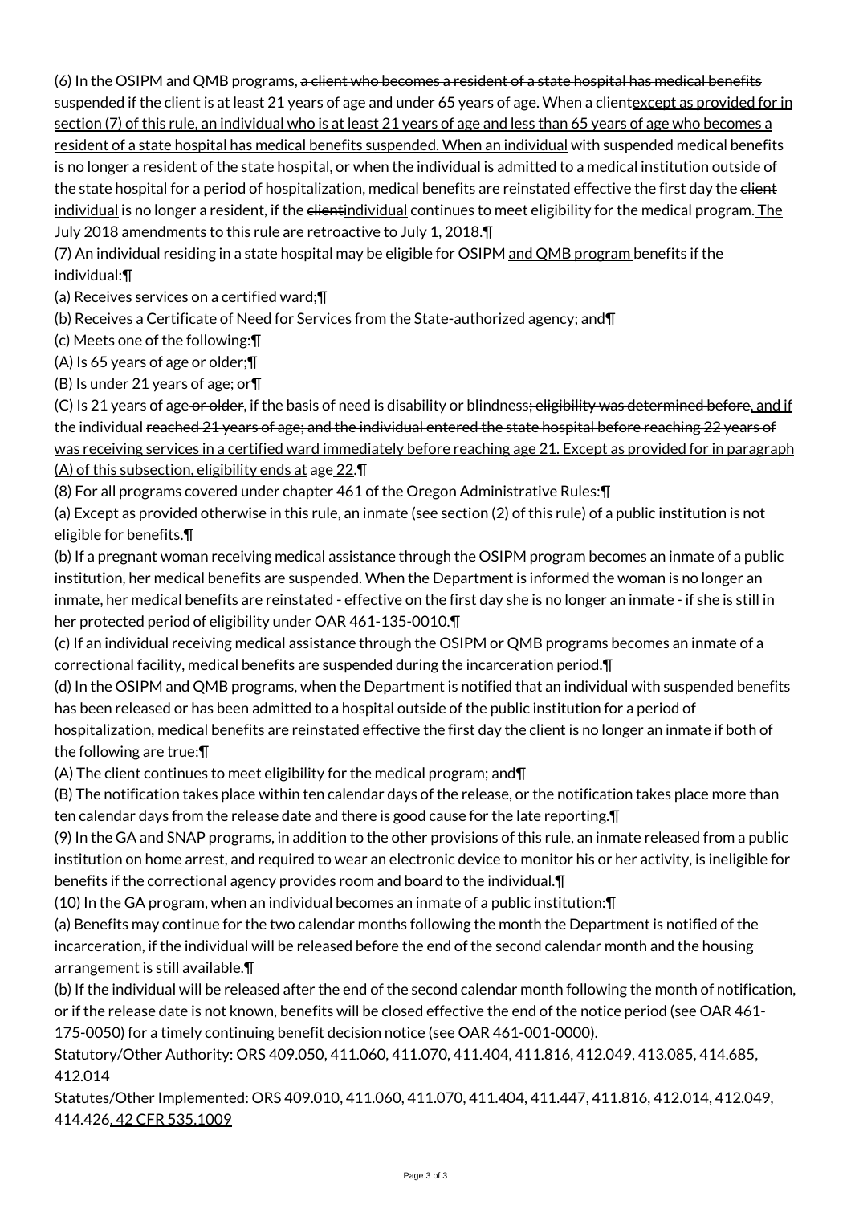(6) In the OSIPM and QMB programs, ~~a client who becomes a resident of a state hospital has medical benefits suspended if the client is at least 21 years of age and under 65 years of age. When a client~~except as provided for in section (7) of this rule, an individual who is at least 21 years of age and less than 65 years of age who becomes a resident of a state hospital has medical benefits suspended. When an individual with suspended medical benefits is no longer a resident of the state hospital, or when the individual is admitted to a medical institution outside of the state hospital for a period of hospitalization, medical benefits are reinstated effective the first day the ~~client~~ individual is no longer a resident, if the ~~client~~individual continues to meet eligibility for the medical program. The July 2018 amendments to this rule are retroactive to July 1, 2018.¶

(7) An individual residing in a state hospital may be eligible for OSIPM and QMB program benefits if the individual:¶

(a) Receives services on a certified ward;¶

(b) Receives a Certificate of Need for Services from the State-authorized agency; and¶

(c) Meets one of the following:¶

(A) Is 65 years of age or older;¶

(B) Is under 21 years of age; or¶

(C) Is 21 years of age ~~or older~~, if the basis of need is disability or blindness~~; eligibility was determined before~~, and if the individual ~~reached 21 years of age; and the individual entered the state hospital before reaching 22 years of~~ was receiving services in a certified ward immediately before reaching age 21. Except as provided for in paragraph (A) of this subsection, eligibility ends at age 22.¶

(8) For all programs covered under chapter 461 of the Oregon Administrative Rules:¶

(a) Except as provided otherwise in this rule, an inmate (see section (2) of this rule) of a public institution is not eligible for benefits.¶

(b) If a pregnant woman receiving medical assistance through the OSIPM program becomes an inmate of a public institution, her medical benefits are suspended. When the Department is informed the woman is no longer an inmate, her medical benefits are reinstated - effective on the first day she is no longer an inmate - if she is still in her protected period of eligibility under OAR 461-135-0010.¶

(c) If an individual receiving medical assistance through the OSIPM or QMB programs becomes an inmate of a correctional facility, medical benefits are suspended during the incarceration period.¶

(d) In the OSIPM and QMB programs, when the Department is notified that an individual with suspended benefits has been released or has been admitted to a hospital outside of the public institution for a period of hospitalization, medical benefits are reinstated effective the first day the client is no longer an inmate if both of the following are true:¶

(A) The client continues to meet eligibility for the medical program; and¶

(B) The notification takes place within ten calendar days of the release, or the notification takes place more than ten calendar days from the release date and there is good cause for the late reporting.¶

(9) In the GA and SNAP programs, in addition to the other provisions of this rule, an inmate released from a public institution on home arrest, and required to wear an electronic device to monitor his or her activity, is ineligible for benefits if the correctional agency provides room and board to the individual.¶

(10) In the GA program, when an individual becomes an inmate of a public institution:¶

(a) Benefits may continue for the two calendar months following the month the Department is notified of the incarceration, if the individual will be released before the end of the second calendar month and the housing arrangement is still available.¶

(b) If the individual will be released after the end of the second calendar month following the month of notification, or if the release date is not known, benefits will be closed effective the end of the notice period (see OAR 461-175-0050) for a timely continuing benefit decision notice (see OAR 461-001-0000).

Statutory/Other Authority: ORS 409.050, 411.060, 411.070, 411.404, 411.816, 412.049, 413.085, 414.685, 412.014

Statutes/Other Implemented: ORS 409.010, 411.060, 411.070, 411.404, 411.447, 411.816, 412.014, 412.049, 414.426, 42 CFR 535.1009